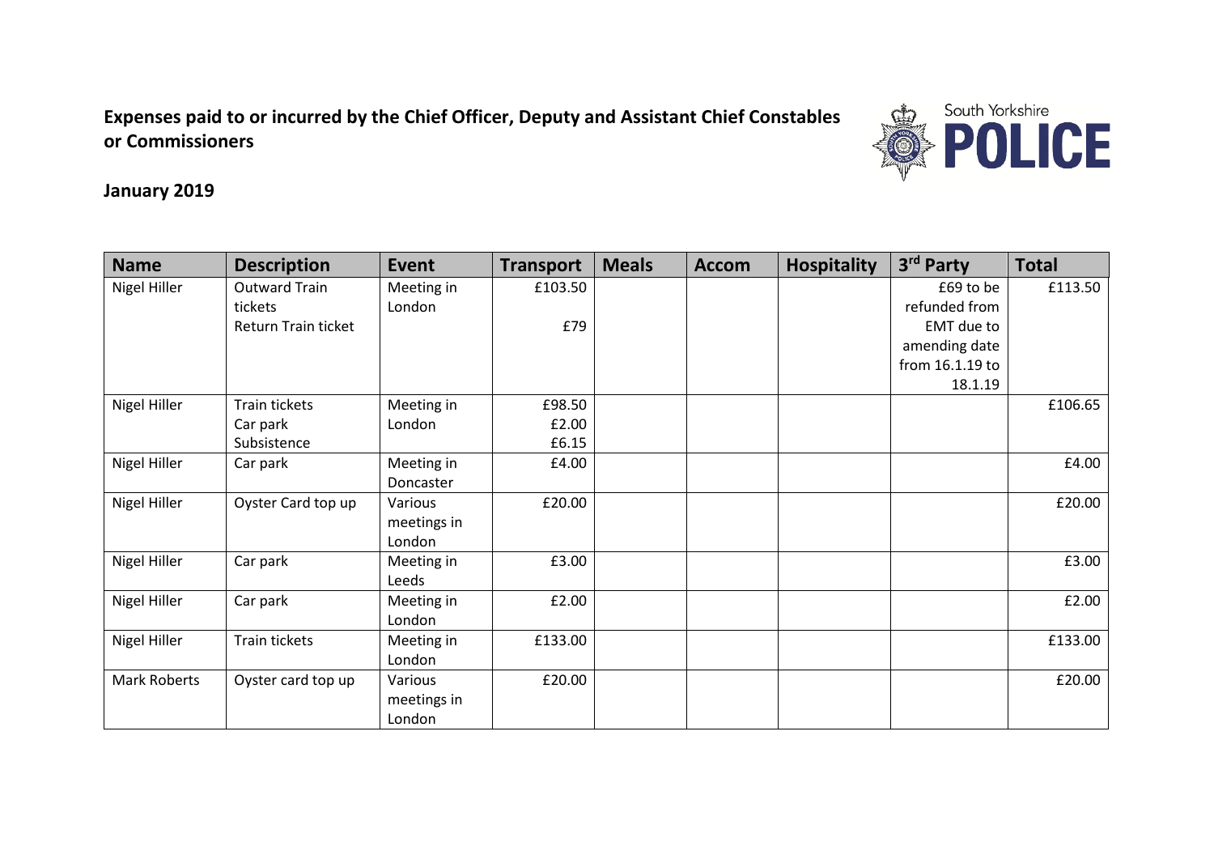**Expenses paid to or incurred by the Chief Officer, Deputy and Assistant Chief Constables or Commissioners**

**January 2019**

| Name | Description | Event | Transport | Meals | Accom | Hospitality | 3rd Party | Total |
|---|---|---|---|---|---|---|---|---|
| Nigel Hiller | Outward Train tickets<br>Return Train ticket | Meeting in London | £103.50<br><br>£79 | | | | £69 to be refunded from EMT due to amending date from 16.1.19 to 18.1.19 | £113.50 |
| Nigel Hiller | Train tickets<br>Car park<br>Subsistence | Meeting in London | £98.50<br>£2.00<br>£6.15 | | | | | £106.65 |
| Nigel Hiller | Car park | Meeting in Doncaster | £4.00 | | | | | £4.00 |
| Nigel Hiller | Oyster Card top up | Various meetings in London | £20.00 | | | | | £20.00 |
| Nigel Hiller | Car park | Meeting in Leeds | £3.00 | | | | | £3.00 |
| Nigel Hiller | Car park | Meeting in London | £2.00 | | | | | £2.00 |
| Nigel Hiller | Train tickets | Meeting in London | £133.00 | | | | | £133.00 |
| Mark Roberts | Oyster card top up | Various meetings in London | £20.00 | | | | | £20.00 |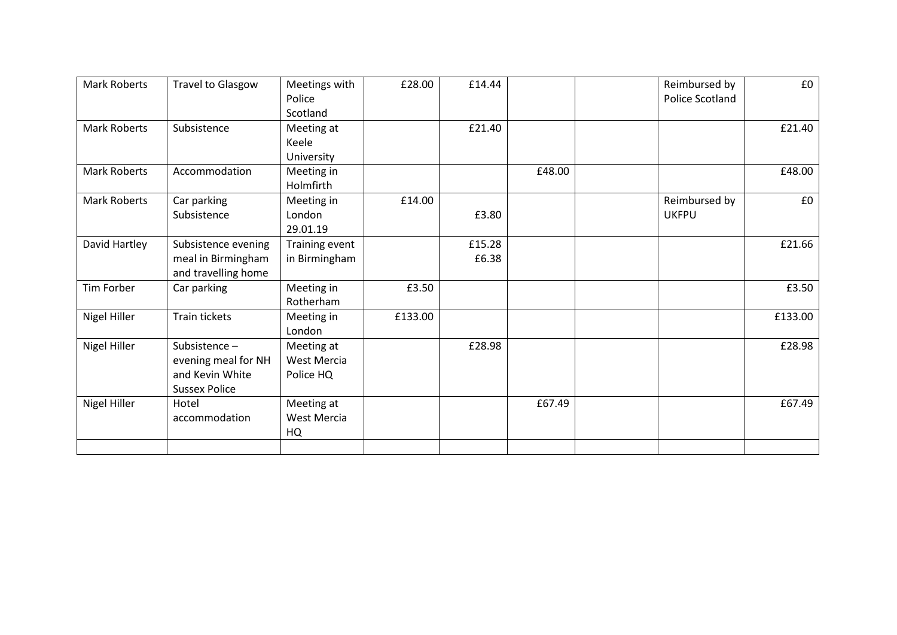| | | | | | | | | |
|---|---|---|---|---|---|---|---|---|
| Mark Roberts | Travel to Glasgow | Meetings with Police Scotland | £28.00 | £14.44 | | | Reimbursed by Police Scotland | £0 |
| Mark Roberts | Subsistence | Meeting at Keele University | | £21.40 | | | | £21.40 |
| Mark Roberts | Accommodation | Meeting in Holmfirth | | | £48.00 | | | £48.00 |
| Mark Roberts | Car parking<br>Subsistence | Meeting in London 29.01.19 | £14.00 | £3.80 | | | Reimbursed by UKFPU | £0 |
| David Hartley | Subsistence evening meal in Birmingham and travelling home | Training event in Birmingham | | £15.28<br>£6.38 | | | | £21.66 |
| Tim Forber | Car parking | Meeting in Rotherham | £3.50 | | | | | £3.50 |
| Nigel Hiller | Train tickets | Meeting in London | £133.00 | | | | | £133.00 |
| Nigel Hiller | Subsistence – evening meal for NH and Kevin White Sussex Police | Meeting at West Mercia Police HQ | | £28.98 | | | | £28.98 |
| Nigel Hiller | Hotel accommodation | Meeting at West Mercia HQ | | | £67.49 | | | £67.49 |
| | | | | | | | | |